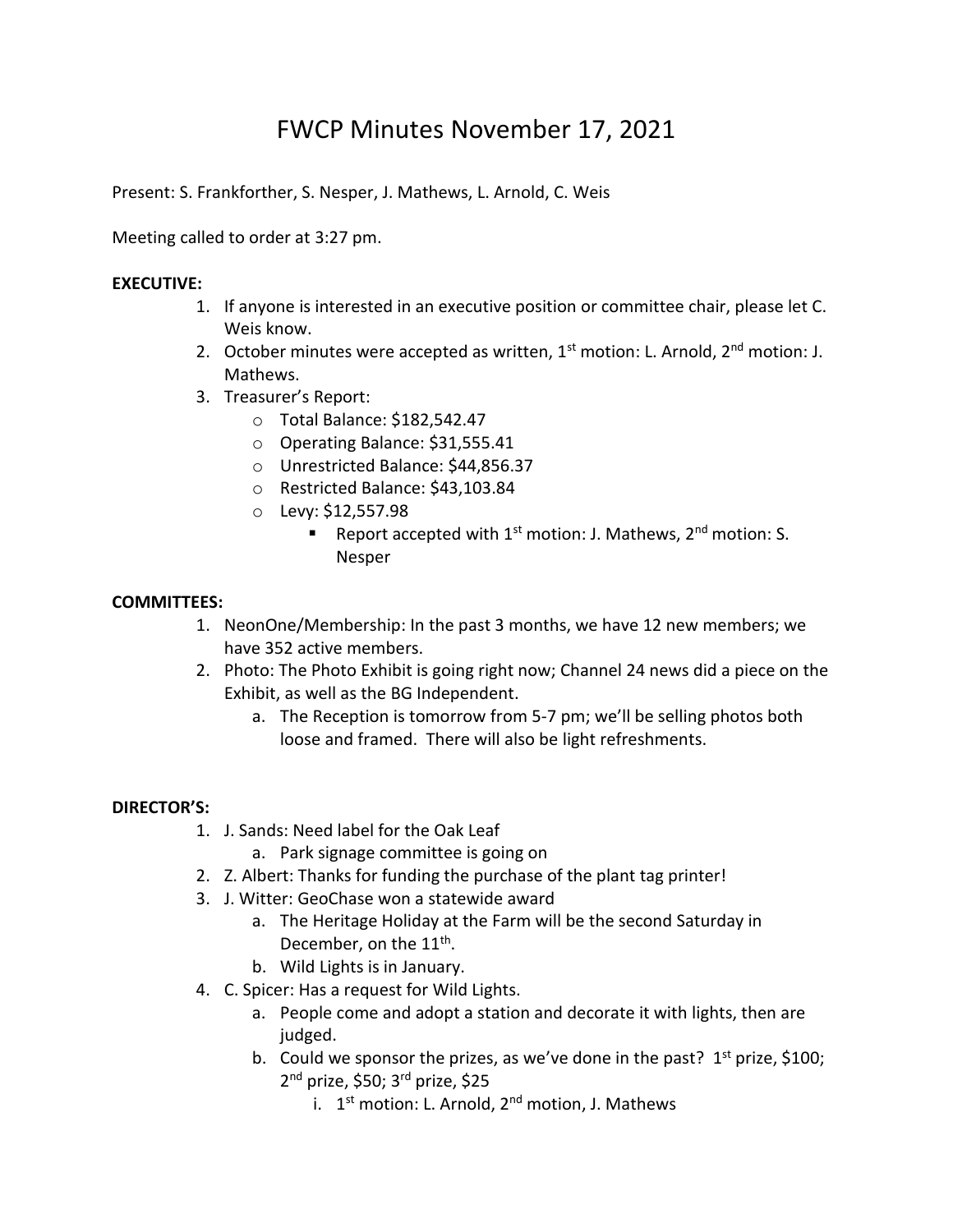# FWCP Minutes November 17, 2021

Present: S. Frankforther, S. Nesper, J. Mathews, L. Arnold, C. Weis

Meeting called to order at 3:27 pm.

**EXECUTIVE:**

1. If anyone is interested in an executive position or committee chair, please let C. Weis know.
2. October minutes were accepted as written, 1st motion: L. Arnold, 2nd motion: J. Mathews.
3. Treasurer's Report:
   - Total Balance: $182,542.47
   - Operating Balance: $31,555.41
   - Unrestricted Balance: $44,856.37
   - Restricted Balance: $43,103.84
   - Levy: $12,557.98
     - Report accepted with 1st motion: J. Mathews, 2nd motion: S. Nesper

**COMMITTEES:**

1. NeonOne/Membership: In the past 3 months, we have 12 new members; we have 352 active members.
2. Photo: The Photo Exhibit is going right now; Channel 24 news did a piece on the Exhibit, as well as the BG Independent.
   a. The Reception is tomorrow from 5-7 pm; we'll be selling photos both loose and framed. There will also be light refreshments.

**DIRECTOR'S:**

1. J. Sands: Need label for the Oak Leaf
   a. Park signage committee is going on
2. Z. Albert: Thanks for funding the purchase of the plant tag printer!
3. J. Witter: GeoChase won a statewide award
   a. The Heritage Holiday at the Farm will be the second Saturday in December, on the 11th.
   b. Wild Lights is in January.
4. C. Spicer: Has a request for Wild Lights.
   a. People come and adopt a station and decorate it with lights, then are judged.
   b. Could we sponsor the prizes, as we've done in the past? 1st prize, $100; 2nd prize, $50; 3rd prize, $25
      i. 1st motion: L. Arnold, 2nd motion, J. Mathews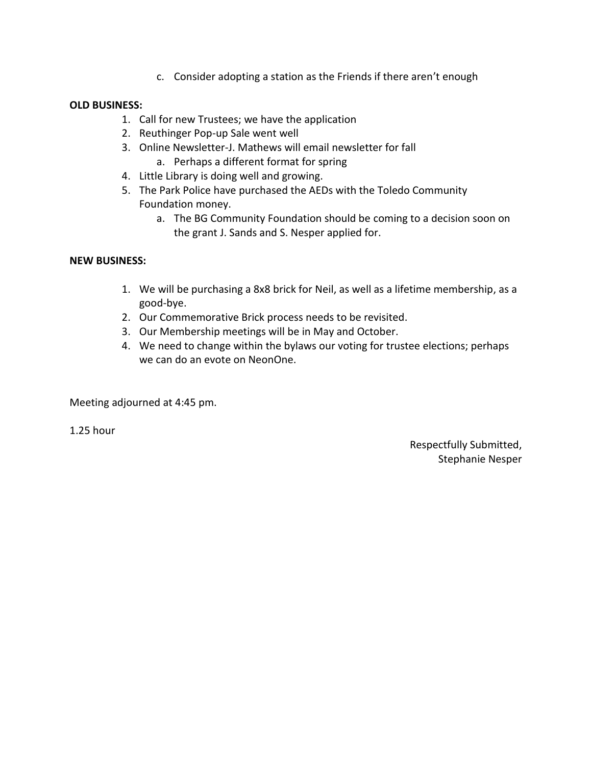c. Consider adopting a station as the Friends if there aren't enough

**OLD BUSINESS:**

1. Call for new Trustees; we have the application
2. Reuthinger Pop-up Sale went well
3. Online Newsletter-J. Mathews will email newsletter for fall
   a. Perhaps a different format for spring
4. Little Library is doing well and growing.
5. The Park Police have purchased the AEDs with the Toledo Community Foundation money.
   a. The BG Community Foundation should be coming to a decision soon on the grant J. Sands and S. Nesper applied for.

**NEW BUSINESS:**

1. We will be purchasing a 8x8 brick for Neil, as well as a lifetime membership, as a good-bye.
2. Our Commemorative Brick process needs to be revisited.
3. Our Membership meetings will be in May and October.
4. We need to change within the bylaws our voting for trustee elections; perhaps we can do an evote on NeonOne.

Meeting adjourned at 4:45 pm.

1.25 hour

Respectfully Submitted,
Stephanie Nesper